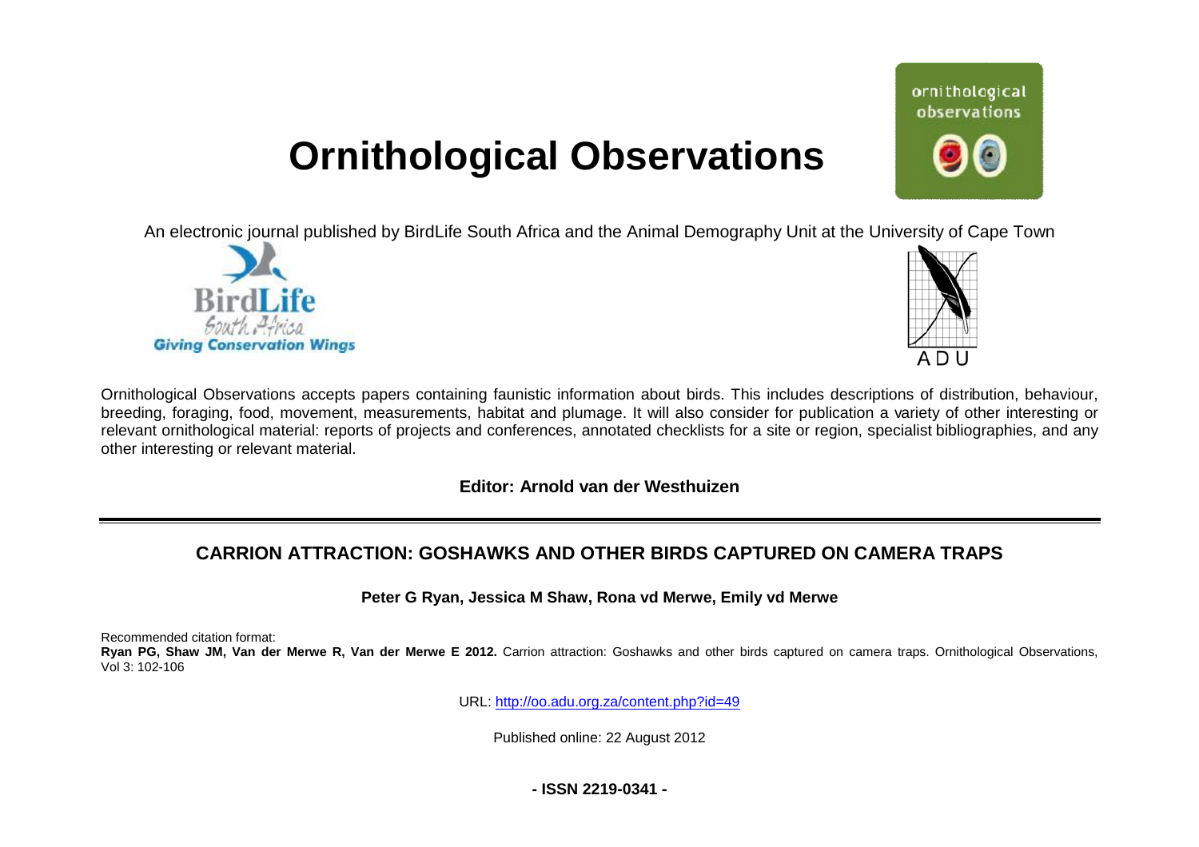# Ornithological Observations

ornithological observations

An electronic journal published by BirdLife South Africa and the Animal Demography Unit at the University of Cape Town

BirdLife South Africa Giving Conservation Wings

ADU

Ornithological Observations accepts papers containing faunistic information about birds. This includes descriptions of distribution, behaviour, breeding, foraging, food, movement, measurements, habitat and plumage. It will also consider for publication a variety of other interesting or relevant ornithological material: reports of projects and conferences, annotated checklists for a site or region, specialist bibliographies, and any other interesting or relevant material.

**Editor: Arnold van der Westhuizen**

## CARRION ATTRACTION: GOSHAWKS AND OTHER BIRDS CAPTURED ON CAMERA TRAPS

**Peter G Ryan, Jessica M Shaw, Rona vd Merwe, Emily vd Merwe**

Recommended citation format:
**Ryan PG, Shaw JM, Van der Merwe R, Van der Merwe E 2012.** Carrion attraction: Goshawks and other birds captured on camera traps. Ornithological Observations, Vol 3: 102-106

URL: http://oo.adu.org.za/content.php?id=49

Published online: 22 August 2012

**- ISSN 2219-0341 -**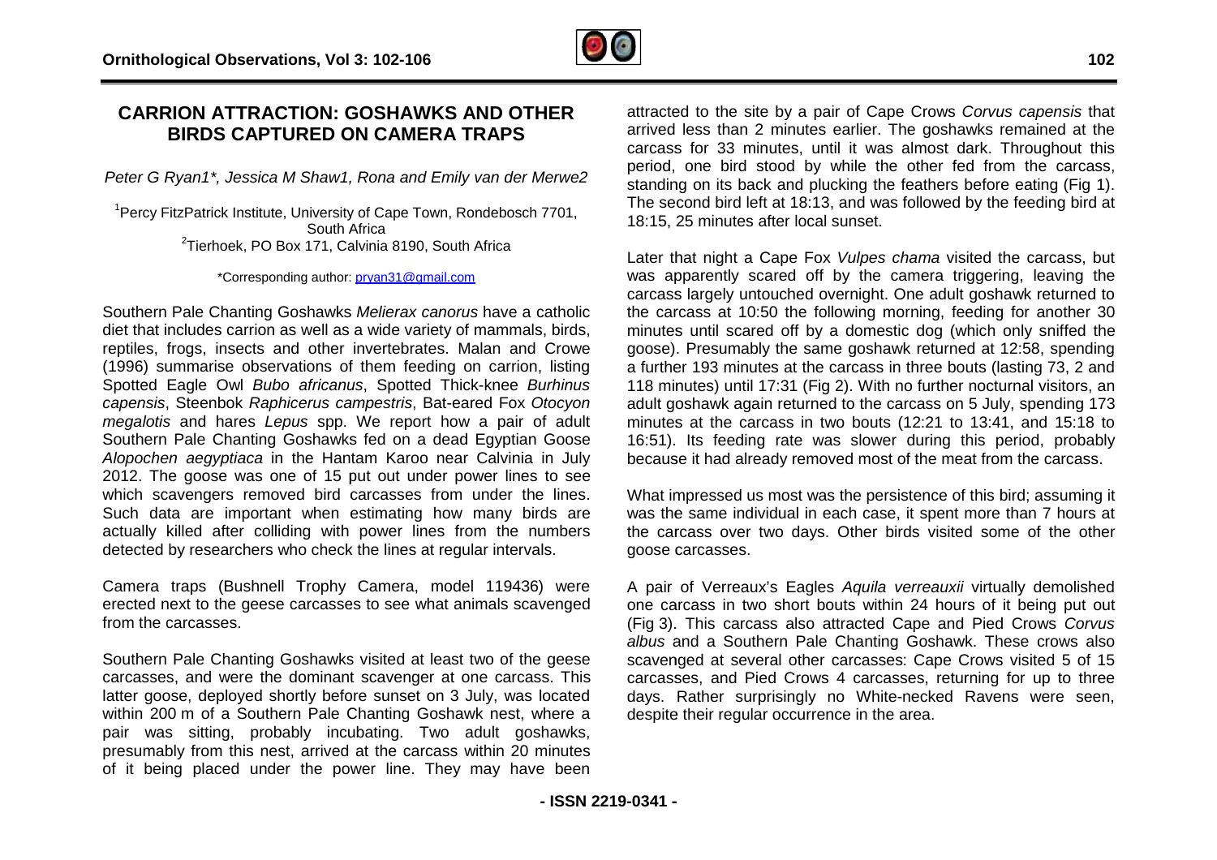# CARRION ATTRACTION: GOSHAWKS AND OTHER BIRDS CAPTURED ON CAMERA TRAPS

*Peter G Ryan1\*, Jessica M Shaw1, Rona and Emily van der Merwe2*

[1]Percy FitzPatrick Institute, University of Cape Town, Rondebosch 7701, South Africa
[2]Tierhoek, PO Box 171, Calvinia 8190, South Africa

\*Corresponding author: pryan31@gmail.com

Southern Pale Chanting Goshawks *Melierax canorus* have a catholic diet that includes carrion as well as a wide variety of mammals, birds, reptiles, frogs, insects and other invertebrates. Malan and Crowe (1996) summarise observations of them feeding on carrion, listing Spotted Eagle Owl *Bubo africanus*, Spotted Thick-knee *Burhinus capensis*, Steenbok *Raphicerus campestris*, Bat-eared Fox *Otocyon megalotis* and hares *Lepus* spp. We report how a pair of adult Southern Pale Chanting Goshawks fed on a dead Egyptian Goose *Alopochen aegyptiaca* in the Hantam Karoo near Calvinia in July 2012. The goose was one of 15 put out under power lines to see which scavengers removed bird carcasses from under the lines. Such data are important when estimating how many birds are actually killed after colliding with power lines from the numbers detected by researchers who check the lines at regular intervals.

Camera traps (Bushnell Trophy Camera, model 119436) were erected next to the geese carcasses to see what animals scavenged from the carcasses.

Southern Pale Chanting Goshawks visited at least two of the geese carcasses, and were the dominant scavenger at one carcass. This latter goose, deployed shortly before sunset on 3 July, was located within 200 m of a Southern Pale Chanting Goshawk nest, where a pair was sitting, probably incubating. Two adult goshawks, presumably from this nest, arrived at the carcass within 20 minutes of it being placed under the power line. They may have been attracted to the site by a pair of Cape Crows *Corvus capensis* that arrived less than 2 minutes earlier. The goshawks remained at the carcass for 33 minutes, until it was almost dark. Throughout this period, one bird stood by while the other fed from the carcass, standing on its back and plucking the feathers before eating (Fig 1). The second bird left at 18:13, and was followed by the feeding bird at 18:15, 25 minutes after local sunset.

Later that night a Cape Fox *Vulpes chama* visited the carcass, but was apparently scared off by the camera triggering, leaving the carcass largely untouched overnight. One adult goshawk returned to the carcass at 10:50 the following morning, feeding for another 30 minutes until scared off by a domestic dog (which only sniffed the goose). Presumably the same goshawk returned at 12:58, spending a further 193 minutes at the carcass in three bouts (lasting 73, 2 and 118 minutes) until 17:31 (Fig 2). With no further nocturnal visitors, an adult goshawk again returned to the carcass on 5 July, spending 173 minutes at the carcass in two bouts (12:21 to 13:41, and 15:18 to 16:51). Its feeding rate was slower during this period, probably because it had already removed most of the meat from the carcass.

What impressed us most was the persistence of this bird; assuming it was the same individual in each case, it spent more than 7 hours at the carcass over two days. Other birds visited some of the other goose carcasses.

A pair of Verreaux's Eagles *Aquila verreauxii* virtually demolished one carcass in two short bouts within 24 hours of it being put out (Fig 3). This carcass also attracted Cape and Pied Crows *Corvus albus* and a Southern Pale Chanting Goshawk. These crows also scavenged at several other carcasses: Cape Crows visited 5 of 15 carcasses, and Pied Crows 4 carcasses, returning for up to three days. Rather surprisingly no White-necked Ravens were seen, despite their regular occurrence in the area.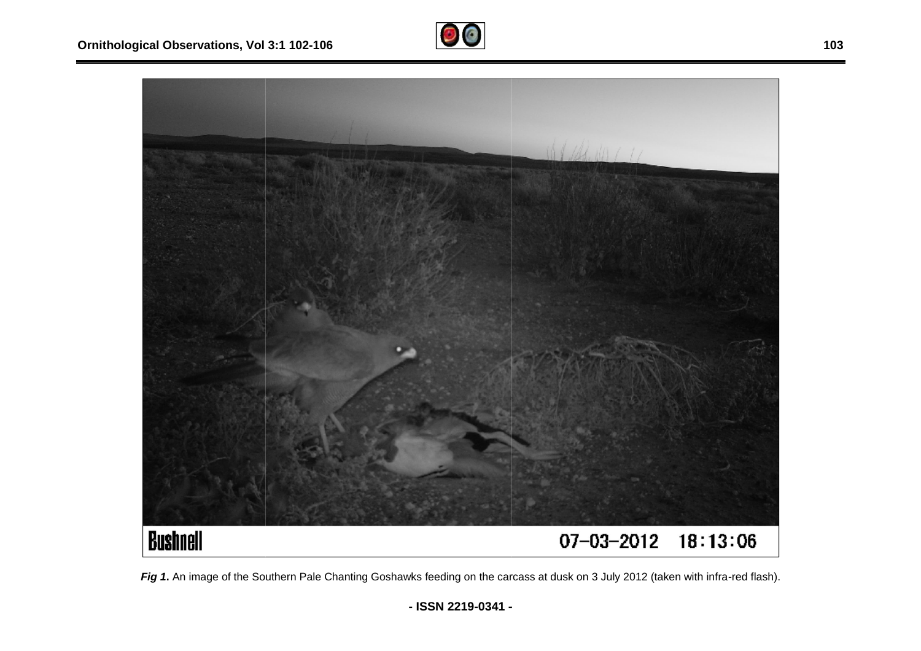*Fig 1*. An image of the Southern Pale Chanting Goshawks feeding on the carcass at dusk on 3 July 2012 (taken with infra-red flash).

**- ISSN 2219-0341 -**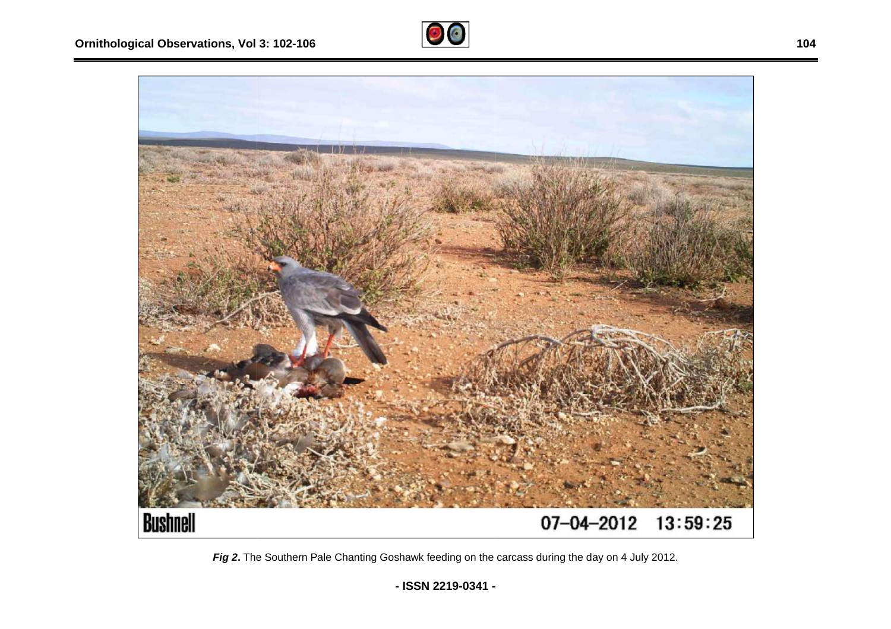***Fig 2*****.** The Southern Pale Chanting Goshawk feeding on the carcass during the day on 4 July 2012.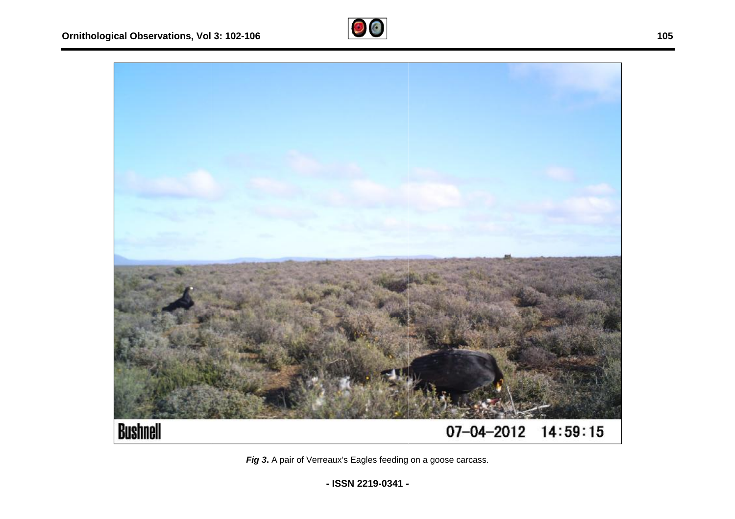***Fig 3.*** A pair of Verreaux's Eagles feeding on a goose carcass.

**- ISSN 2219-0341 -**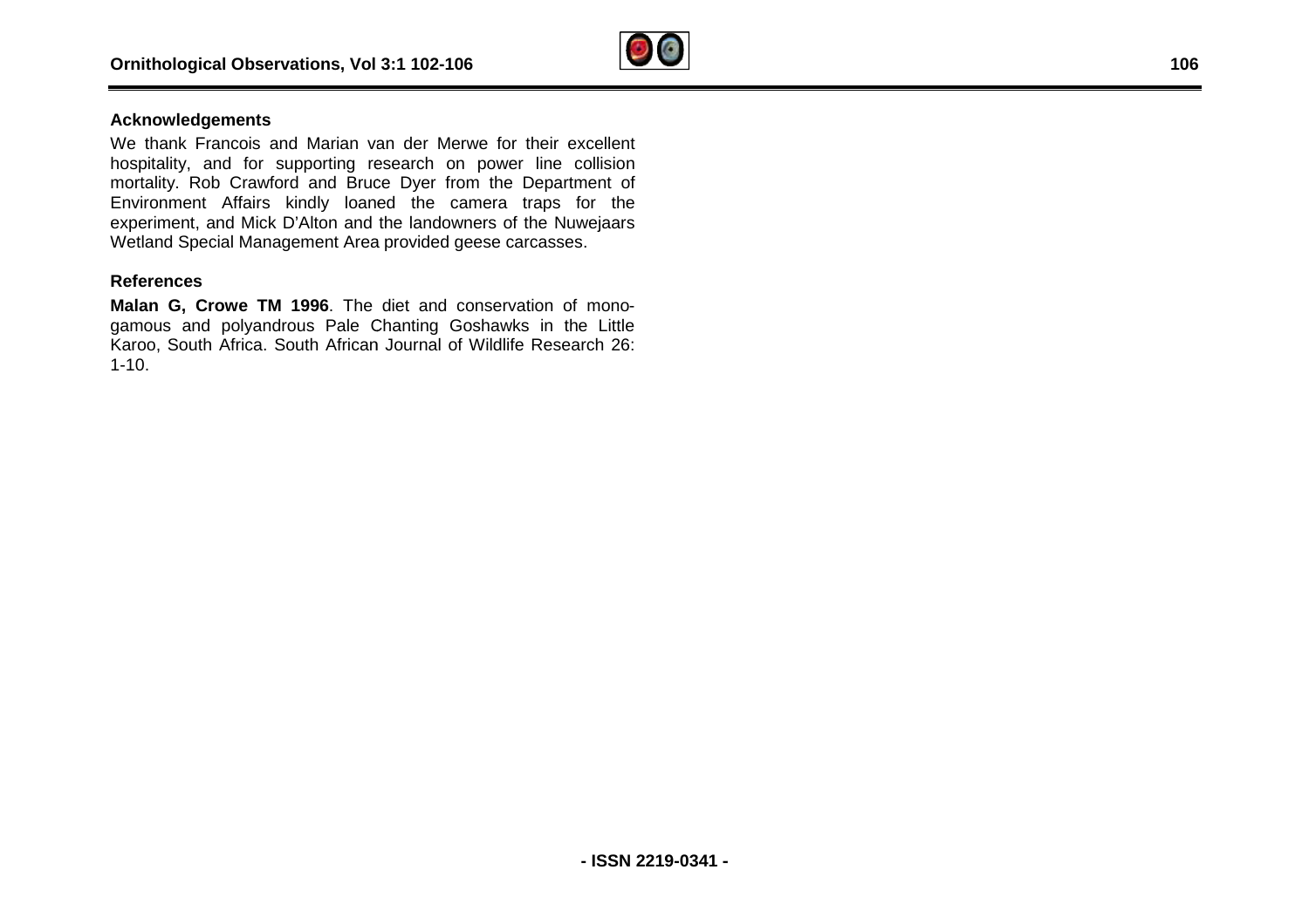## Acknowledgements

We thank Francois and Marian van der Merwe for their excellent hospitality, and for supporting research on power line collision mortality. Rob Crawford and Bruce Dyer from the Department of Environment Affairs kindly loaned the camera traps for the experiment, and Mick D'Alton and the landowners of the Nuwejaars Wetland Special Management Area provided geese carcasses.

## References

**Malan G, Crowe TM 1996**. The diet and conservation of monogamous and polyandrous Pale Chanting Goshawks in the Little Karoo, South Africa. South African Journal of Wildlife Research 26: 1-10.